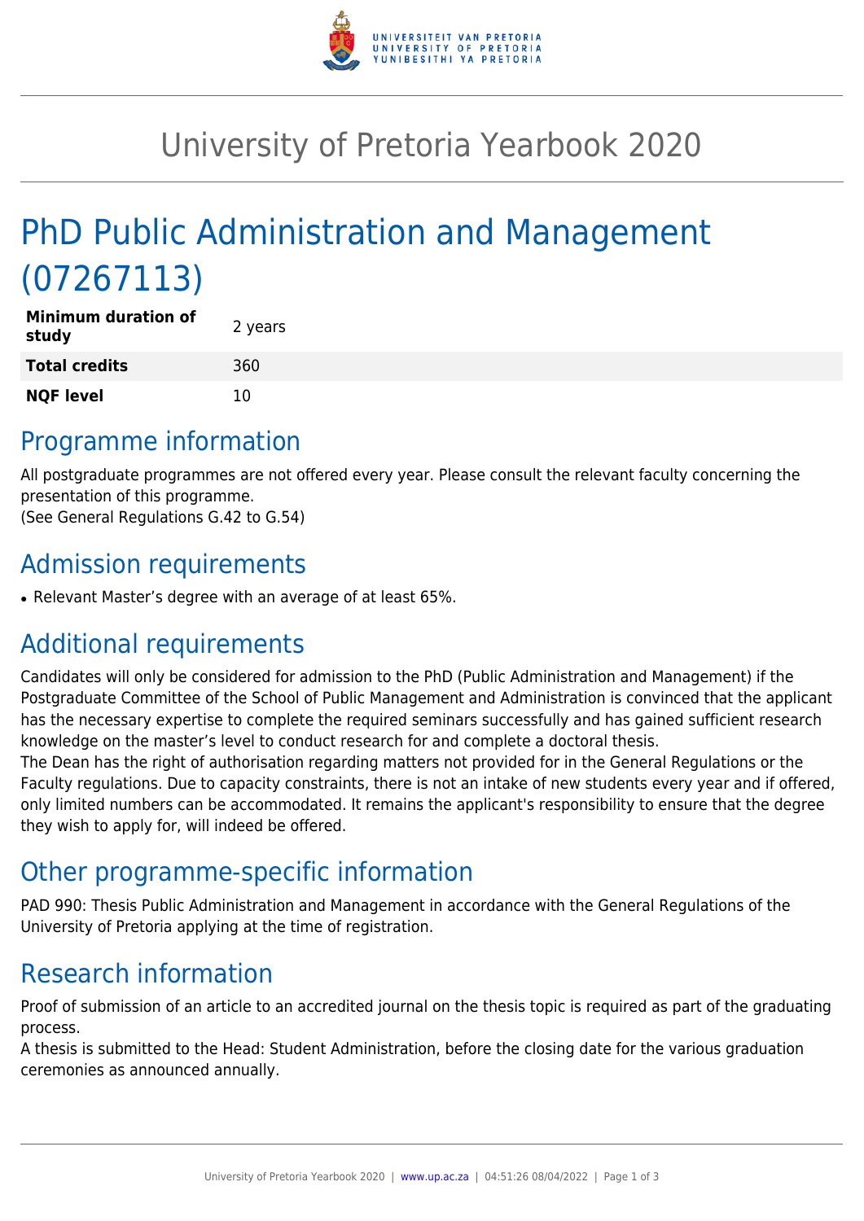# University of Pretoria Yearbook 2020

# PhD Public Administration and Management (07267113)

| **Minimum duration of study** | 2 years |
| --- | --- |
| **Total credits** | 360 |
| **NQF level** | 10 |

## Programme information

All postgraduate programmes are not offered every year. Please consult the relevant faculty concerning the presentation of this programme.
(See General Regulations G.42 to G.54)

## Admission requirements

- Relevant Master's degree with an average of at least 65%.

## Additional requirements

Candidates will only be considered for admission to the PhD (Public Administration and Management) if the Postgraduate Committee of the School of Public Management and Administration is convinced that the applicant has the necessary expertise to complete the required seminars successfully and has gained sufficient research knowledge on the master's level to conduct research for and complete a doctoral thesis.
The Dean has the right of authorisation regarding matters not provided for in the General Regulations or the Faculty regulations. Due to capacity constraints, there is not an intake of new students every year and if offered, only limited numbers can be accommodated. It remains the applicant's responsibility to ensure that the degree they wish to apply for, will indeed be offered.

## Other programme-specific information

PAD 990: Thesis Public Administration and Management in accordance with the General Regulations of the University of Pretoria applying at the time of registration.

## Research information

Proof of submission of an article to an accredited journal on the thesis topic is required as part of the graduating process.
A thesis is submitted to the Head: Student Administration, before the closing date for the various graduation ceremonies as announced annually.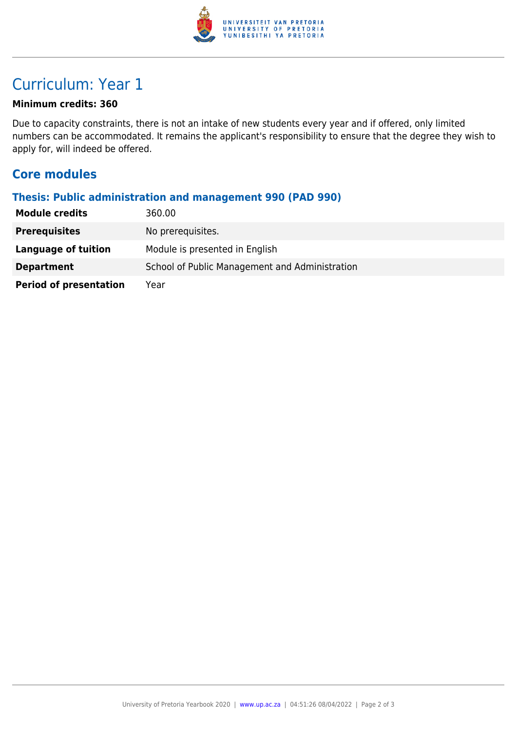# Curriculum: Year 1

**Minimum credits: 360**

Due to capacity constraints, there is not an intake of new students every year and if offered, only limited numbers can be accommodated. It remains the applicant's responsibility to ensure that the degree they wish to apply for, will indeed be offered.

## Core modules

### Thesis: Public administration and management 990 (PAD 990)

| | |
|---|---|
| **Module credits** | 360.00 |
| **Prerequisites** | No prerequisites. |
| **Language of tuition** | Module is presented in English |
| **Department** | School of Public Management and Administration |
| **Period of presentation** | Year |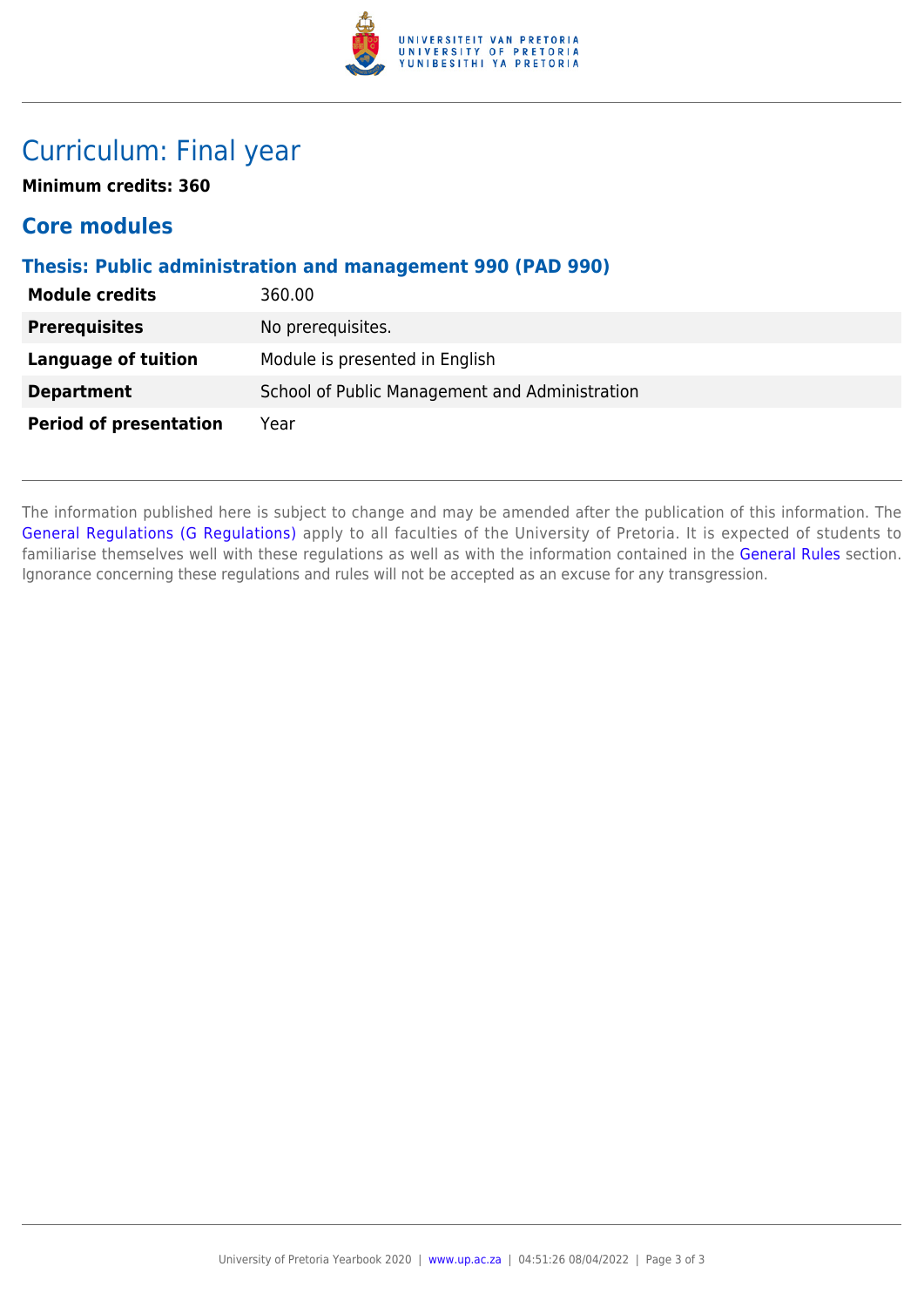# Curriculum: Final year

**Minimum credits: 360**

## Core modules

### Thesis: Public administration and management 990 (PAD 990)

| | |
|---|---|
| **Module credits** | 360.00 |
| **Prerequisites** | No prerequisites. |
| **Language of tuition** | Module is presented in English |
| **Department** | School of Public Management and Administration |
| **Period of presentation** | Year |

The information published here is subject to change and may be amended after the publication of this information. The General Regulations (G Regulations) apply to all faculties of the University of Pretoria. It is expected of students to familiarise themselves well with these regulations as well as with the information contained in the General Rules section. Ignorance concerning these regulations and rules will not be accepted as an excuse for any transgression.